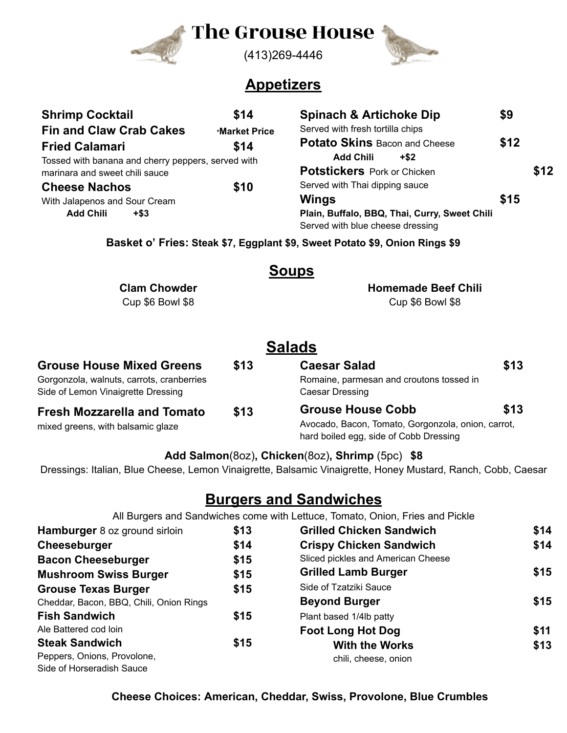# The Grouse House

(413)269-4446

## Appetizers

**Shrimp Cocktail** $14

**Fin and Claw Crab Cakes** *Market Price

**Fried Calamari** $14
Tossed with banana and cherry peppers, served with marinara and sweet chili sauce

**Cheese Nachos** $10
With Jalapenos and Sour Cream
**Add Chili +$3**

**Spinach & Artichoke Dip** $9
Served with fresh tortilla chips

**Potato Skins** Bacon and Cheese $12
**Add Chili +$2**

**Potstickers** Pork or Chicken $12
Served with Thai dipping sauce

**Wings** $15
**Plain, Buffalo, BBQ, Thai, Curry, Sweet Chili**
Served with blue cheese dressing

**Basket o' Fries: Steak $7, Eggplant $9, Sweet Potato $9, Onion Rings $9**

## Soups

**Clam Chowder**
Cup $6 Bowl $8

**Homemade Beef Chili**
Cup $6 Bowl $8

## Salads

**Grouse House Mixed Greens** $13
Gorgonzola, walnuts, carrots, cranberries
Side of Lemon Vinaigrette Dressing

**Fresh Mozzarella and Tomato** $13
mixed greens, with balsamic glaze

**Caesar Salad** $13
Romaine, parmesan and croutons tossed in Caesar Dressing

**Grouse House Cobb** $13
Avocado, Bacon, Tomato, Gorgonzola, onion, carrot, hard boiled egg, side of Cobb Dressing

**Add Salmon**(8oz)**, Chicken**(8oz)**, Shrimp** (5pc) **$8**

Dressings: Italian, Blue Cheese, Lemon Vinaigrette, Balsamic Vinaigrette, Honey Mustard, Ranch, Cobb, Caesar

## Burgers and Sandwiches

All Burgers and Sandwiches come with Lettuce, Tomato, Onion, Fries and Pickle

**Hamburger** 8 oz ground sirloin $13

**Cheeseburger** $14

**Bacon Cheeseburger** $15

**Mushroom Swiss Burger** $15

**Grouse Texas Burger** $15
Cheddar, Bacon, BBQ, Chili, Onion Rings

**Fish Sandwich** $15
Ale Battered cod loin

**Steak Sandwich** $15
Peppers, Onions, Provolone,
Side of Horseradish Sauce

**Grilled Chicken Sandwich** $14

**Crispy Chicken Sandwich** $14
Sliced pickles and American Cheese

**Grilled Lamb Burger** $15
Side of Tzatziki Sauce

**Beyond Burger** $15
Plant based 1/4lb patty

**Foot Long Hot Dog** $11
**With the Works** $13
chili, cheese, onion

**Cheese Choices: American, Cheddar, Swiss, Provolone, Blue Crumbles**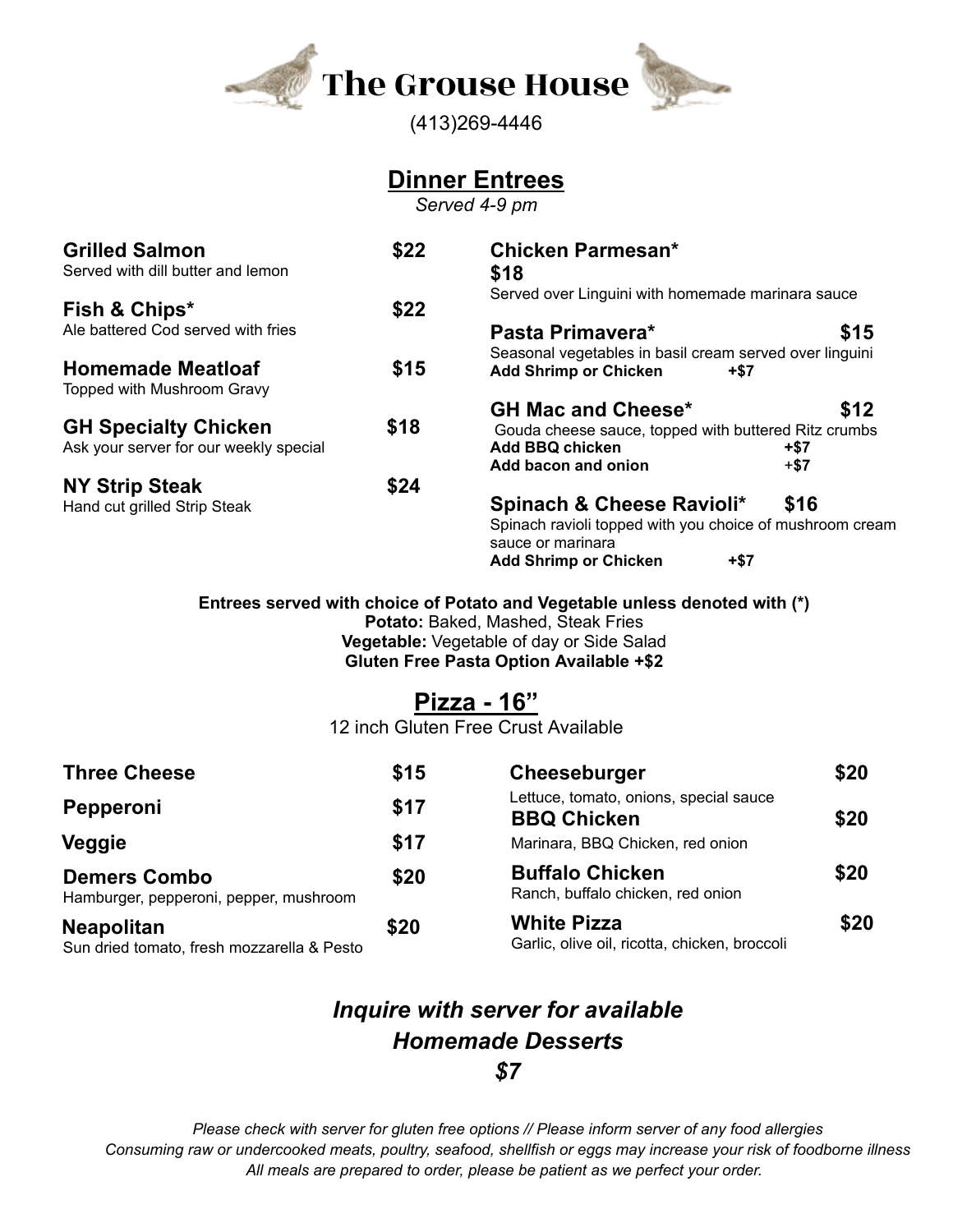# The Grouse House

(413)269-4446

## Dinner Entrees

*Served 4-9 pm*

**Grilled Salmon** **$22**
Served with dill butter and lemon

**Fish & Chips*** **$22**
Ale battered Cod served with fries

**Homemade Meatloaf** **$15**
Topped with Mushroom Gravy

**GH Specialty Chicken** **$18**
Ask your server for our weekly special

**NY Strip Steak** **$24**
Hand cut grilled Strip Steak

**Chicken Parmesan*** **$18**
Served over Linguini with homemade marinara sauce

**Pasta Primavera*** **$15**
Seasonal vegetables in basil cream served over linguini
**Add Shrimp or Chicken +$7**

**GH Mac and Cheese*** **$12**
Gouda cheese sauce, topped with buttered Ritz crumbs
**Add BBQ chicken +$7**
**Add bacon and onion +$7**

**Spinach & Cheese Ravioli*** **$16**
Spinach ravioli topped with you choice of mushroom cream sauce or marinara
**Add Shrimp or Chicken +$7**

**Entrees served with choice of Potato and Vegetable unless denoted with (*)**
**Potato:** Baked, Mashed, Steak Fries
**Vegetable:** Vegetable of day or Side Salad
**Gluten Free Pasta Option Available +$2**

## Pizza - 16”

12 inch Gluten Free Crust Available

**Three Cheese** **$15**

**Pepperoni** **$17**

**Veggie** **$17**

**Demers Combo** **$20**
Hamburger, pepperoni, pepper, mushroom

**Neapolitan** **$20**
Sun dried tomato, fresh mozzarella & Pesto

**Cheeseburger** **$20**
Lettuce, tomato, onions, special sauce

**BBQ Chicken** **$20**
Marinara, BBQ Chicken, red onion

**Buffalo Chicken** **$20**
Ranch, buffalo chicken, red onion

**White Pizza** **$20**
Garlic, olive oil, ricotta, chicken, broccoli

***Inquire with server for available Homemade Desserts***
***$7***

*Please check with server for gluten free options // Please inform server of any food allergies*
*Consuming raw or undercooked meats, poultry, seafood, shellfish or eggs may increase your risk of foodborne illness*
*All meals are prepared to order, please be patient as we perfect your order.*